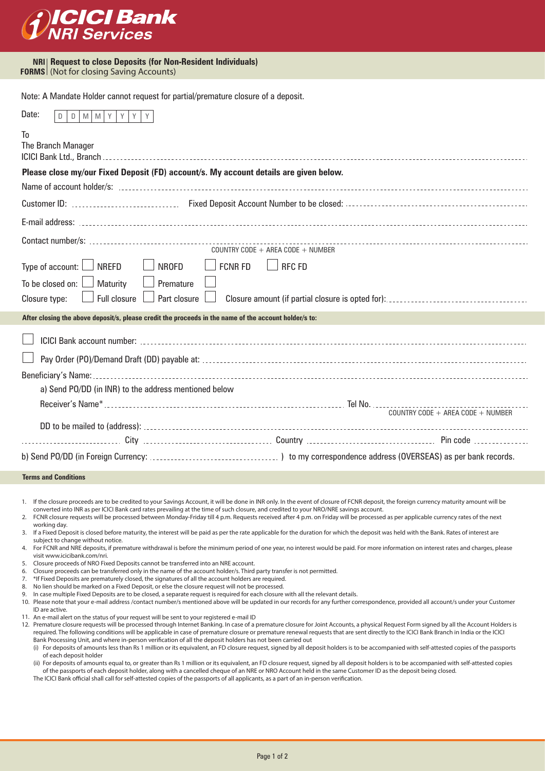# ICICI Bank NRI Services

**NRI FORMS** | **Request to close Deposits (for Non-Resident Individuals)**
(Not for closing Saving Accounts)

Note: A Mandate Holder cannot request for partial/premature closure of a deposit.

Date: D D M M Y Y Y Y

To
The Branch Manager
ICICI Bank Ltd., Branch ..............................

**Please close my/our Fixed Deposit (FD) account/s. My account details are given below.**

Name of account holder/s: ..............................

Customer ID: .............................. Fixed Deposit Account Number to be closed: ..............................

E-mail address: ..............................

Contact number/s: .............................. 
COUNTRY CODE + AREA CODE + NUMBER

Type of account: ☐ NREFD ☐ NROFD ☐ FCNR FD ☐ RFC FD

To be closed on: ☐ Maturity ☐ Premature ☐

Closure type: ☐ Full closure ☐ Part closure ☐ Closure amount (if partial closure is opted for): ..............................

**After closing the above deposit/s, please credit the proceeds in the name of the account holder/s to:**

☐ ICICI Bank account number: ..............................

☐ Pay Order (PO)/Demand Draft (DD) payable at: ..............................

Beneficiary's Name: ..............................

a) Send PO/DD (in INR) to the address mentioned below

Receiver's Name* .............................. Tel No. ..............................
COUNTRY CODE + AREA CODE + NUMBER

DD to be mailed to (address): ..............................

.............................. City .............................. Country .............................. Pin code ..............................

b) Send PO/DD (in Foreign Currency: .............................. ) to my correspondence address (OVERSEAS) as per bank records.

**Terms and Conditions**

1. If the closure proceeds are to be credited to your Savings Account, it will be done in INR only. In the event of closure of FCNR deposit, the foreign currency maturity amount will be converted into INR as per ICICI Bank card rates prevailing at the time of such closure, and credited to your NRO/NRE savings account.
2. FCNR closure requests will be processed between Monday-Friday till 4 p.m. Requests received after 4 p.m. on Friday will be processed as per applicable currency rates of the next working day.
3. If a Fixed Deposit is closed before maturity, the interest will be paid as per the rate applicable for the duration for which the deposit was held with the Bank. Rates of interest are subject to change without notice.
4. For FCNR and NRE deposits, if premature withdrawal is before the minimum period of one year, no interest would be paid. For more information on interest rates and charges, please visit www.icicibank.com/nri.
5. Closure proceeds of NRO Fixed Deposits cannot be transferred into an NRE account.
6. Closure proceeds can be transferred only in the name of the account holder/s. Third party transfer is not permitted.
7. *If Fixed Deposits are prematurely closed, the signatures of all the account holders are required.
8. No lien should be marked on a Fixed Deposit, or else the closure request will not be processed.
9. In case multiple Fixed Deposits are to be closed, a separate request is required for each closure with all the relevant details.
10. Please note that your e-mail address /contact number/s mentioned above will be updated in our records for any further correspondence, provided all account/s under your Customer ID are active.
11. An e-mail alert on the status of your request will be sent to your registered e-mail ID
12. Premature closure requests will be processed through Internet Banking. In case of a premature closure for Joint Accounts, a physical Request Form signed by all the Account Holders is required. The following conditions will be applicable in case of premature closure or premature renewal requests that are sent directly to the ICICI Bank Branch in India or the ICICI Bank Processing Unit, and where in-person verification of all the deposit holders has not been carried out
    (i) For deposits of amounts less than Rs 1 million or its equivalent, an FD closure request, signed by all deposit holders is to be accompanied with self-attested copies of the passports of each deposit holder
    (ii) For deposits of amounts equal to, or greater than Rs 1 million or its equivalent, an FD closure request, signed by all deposit holders is to be accompanied with self-attested copies of the passports of each deposit holder, along with a cancelled cheque of an NRE or NRO Account held in the same Customer ID as the deposit being closed.

    The ICICI Bank official shall call for self-attested copies of the passports of all applicants, as a part of an in-person verification.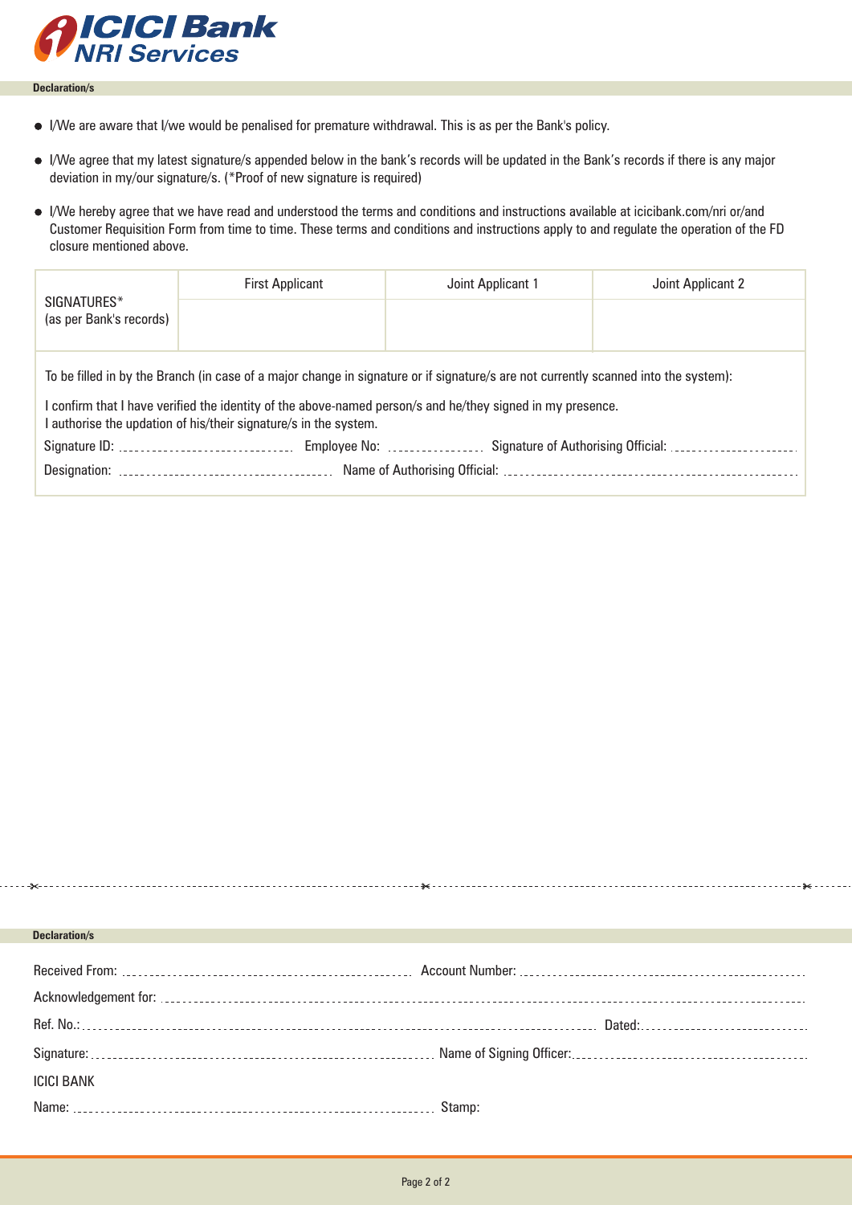ICICI Bank
NRI Services

## Declaration/s

- I/We are aware that I/we would be penalised for premature withdrawal. This is as per the Bank's policy.
- I/We agree that my latest signature/s appended below in the bank's records will be updated in the Bank's records if there is any major deviation in my/our signature/s. (*Proof of new signature is required)
- I/We hereby agree that we have read and understood the terms and conditions and instructions available at icicibank.com/nri or/and Customer Requisition Form from time to time. These terms and conditions and instructions apply to and regulate the operation of the FD closure mentioned above.

| SIGNATURES* (as per Bank's records) | First Applicant | Joint Applicant 1 | Joint Applicant 2 |
|---|---|---|---|
| | | | |

To be filled in by the Branch (in case of a major change in signature or if signature/s are not currently scanned into the system):

I confirm that I have verified the identity of the above-named person/s and he/they signed in my presence.
I authorise the updation of his/their signature/s in the system.

Signature ID: .............................. Employee No: ................ Signature of Authorising Official: ......................

Designation: .................................... Name of Authorising Official: ..................................................

---

## Declaration/s

Received From: ................................................ Account Number: ................................................

Acknowledgement for: ..........................................................................................................

Ref. No.: ......................................................................................... Dated: ................................

Signature: ............................................................ Name of Signing Officer: ...........................................

ICICI BANK

Name: ............................................................ Stamp: